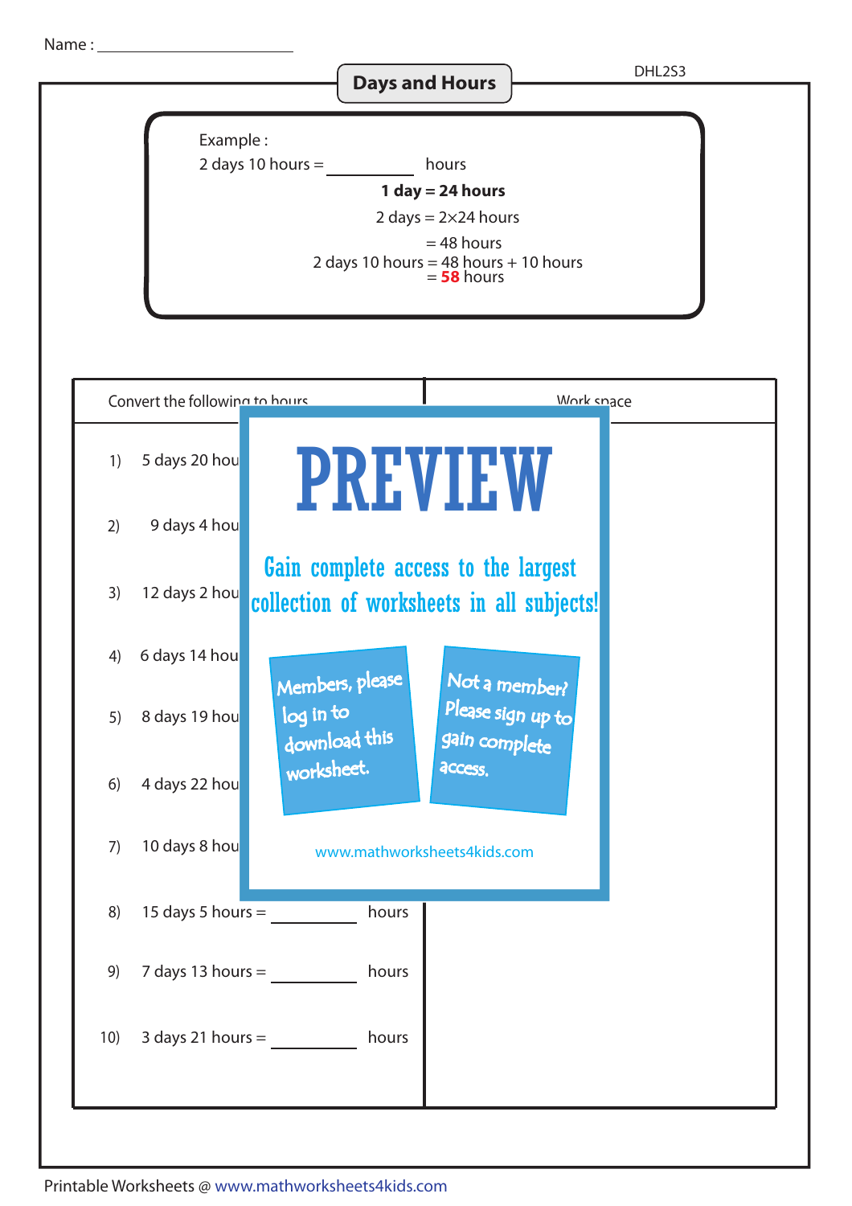Name : ____________________

DHL2S3

# Days and Hours

Example :

2 days 10 hours = ________ hours

**1 day = 24 hours**

2 days = 2×24 hours

= 48 hours

2 days 10 hours = 48 hours + 10 hours

= **58** hours

| Convert the following to hours | Work space |
|---|---|
| 1) 5 days 20 hou | |
| 2) 9 days 4 hou | |
| 3) 12 days 2 hou | |
| 4) 6 days 14 hou | |
| 5) 8 days 19 hou | |
| 6) 4 days 22 hou | |
| 7) 10 days 8 hou | |
| 8) 15 days 5 hours = ________ hours | |
| 9) 7 days 13 hours = ________ hours | |
| 10) 3 days 21 hours = ________ hours | |

PREVIEW

Gain complete access to the largest collection of worksheets in all subjects!

Members, please log in to download this worksheet.

Not a member? Please sign up to gain complete access.

www.mathworksheets4kids.com

Printable Worksheets @ www.mathworksheets4kids.com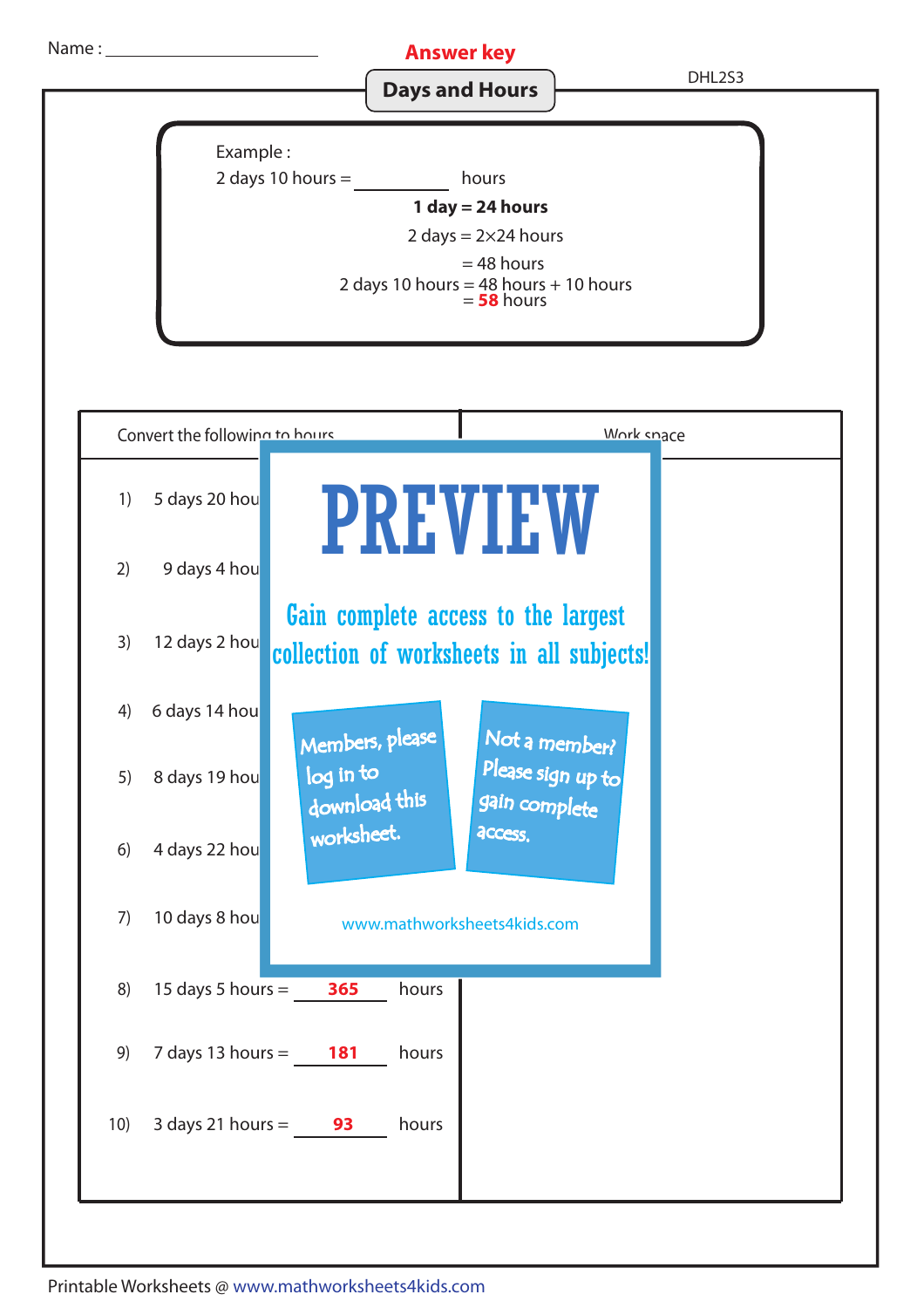Name : ____________________

**Answer key**

# Days and Hours

DHL2S3

Example :

2 days 10 hours = ________ hours

**1 day = 24 hours**

2 days = 2×24 hours

= 48 hours

2 days 10 hours = 48 hours + 10 hours

= **58** hours

| Convert the following to hours | Work space |
|---|---|
| 1) 5 days 20 hou | |
| 2) 9 days 4 hou | |
| 3) 12 days 2 hou | |
| 4) 6 days 14 hou | |
| 5) 8 days 19 hou | |
| 6) 4 days 22 hou | |
| 7) 10 days 8 hou | |
| 8) 15 days 5 hours = **365** hours | |
| 9) 7 days 13 hours = **181** hours | |
| 10) 3 days 21 hours = **93** hours | |

PREVIEW

Gain complete access to the largest collection of worksheets in all subjects!

Members, please log in to download this worksheet.

Not a member? Please sign up to gain complete access.

www.mathworksheets4kids.com

Printable Worksheets @ www.mathworksheets4kids.com